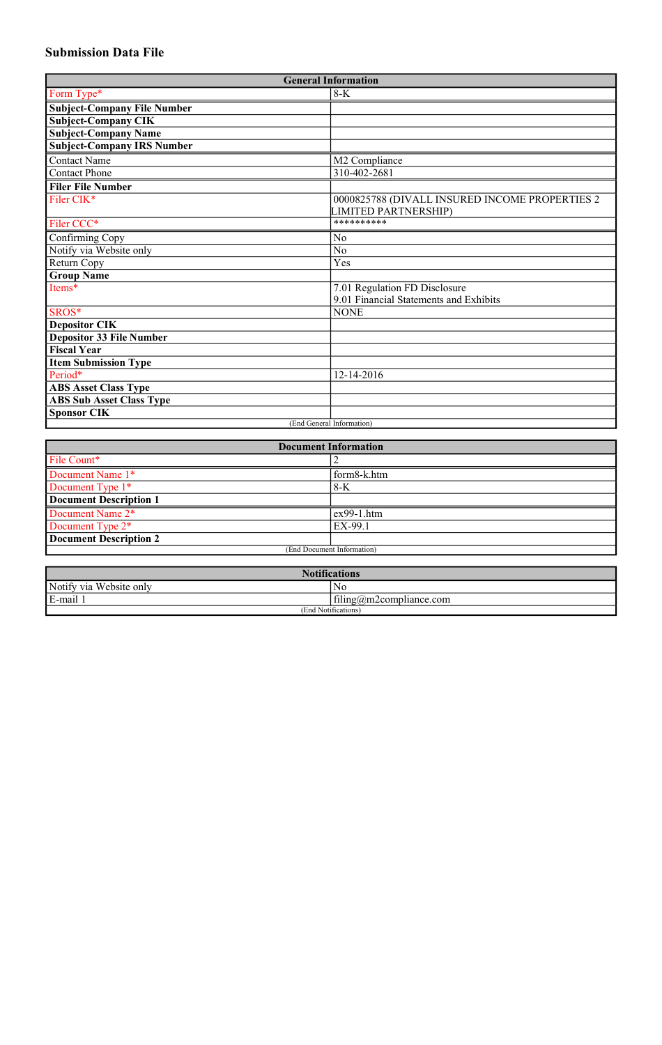# Submission Data File

| General Information | |
|---|---|
| Form Type* | 8-K |
| **Subject-Company File Number** | |
| **Subject-Company CIK** | |
| **Subject-Company Name** | |
| **Subject-Company IRS Number** | |
| Contact Name | M2 Compliance |
| Contact Phone | 310-402-2681 |
| **Filer File Number** | |
| Filer CIK* | 0000825788 (DIVALL INSURED INCOME PROPERTIES 2 LIMITED PARTNERSHIP) |
| Filer CCC* | ********** |
| Confirming Copy | No |
| Notify via Website only | No |
| Return Copy | Yes |
| **Group Name** | |
| Items* | 7.01 Regulation FD Disclosure<br>9.01 Financial Statements and Exhibits |
| SROS* | NONE |
| **Depositor CIK** | |
| **Depositor 33 File Number** | |
| **Fiscal Year** | |
| **Item Submission Type** | |
| Period* | 12-14-2016 |
| **ABS Asset Class Type** | |
| **ABS Sub Asset Class Type** | |
| **Sponsor CIK** | |
| (End General Information) | |

| Document Information | |
|---|---|
| File Count* | 2 |
| Document Name 1* | form8-k.htm |
| Document Type 1* | 8-K |
| **Document Description 1** | |
| Document Name 2* | ex99-1.htm |
| Document Type 2* | EX-99.1 |
| **Document Description 2** | |
| (End Document Information) | |

| Notifications | |
|---|---|
| Notify via Website only | No |
| E-mail 1 | filing@m2compliance.com |
| (End Notifications) | |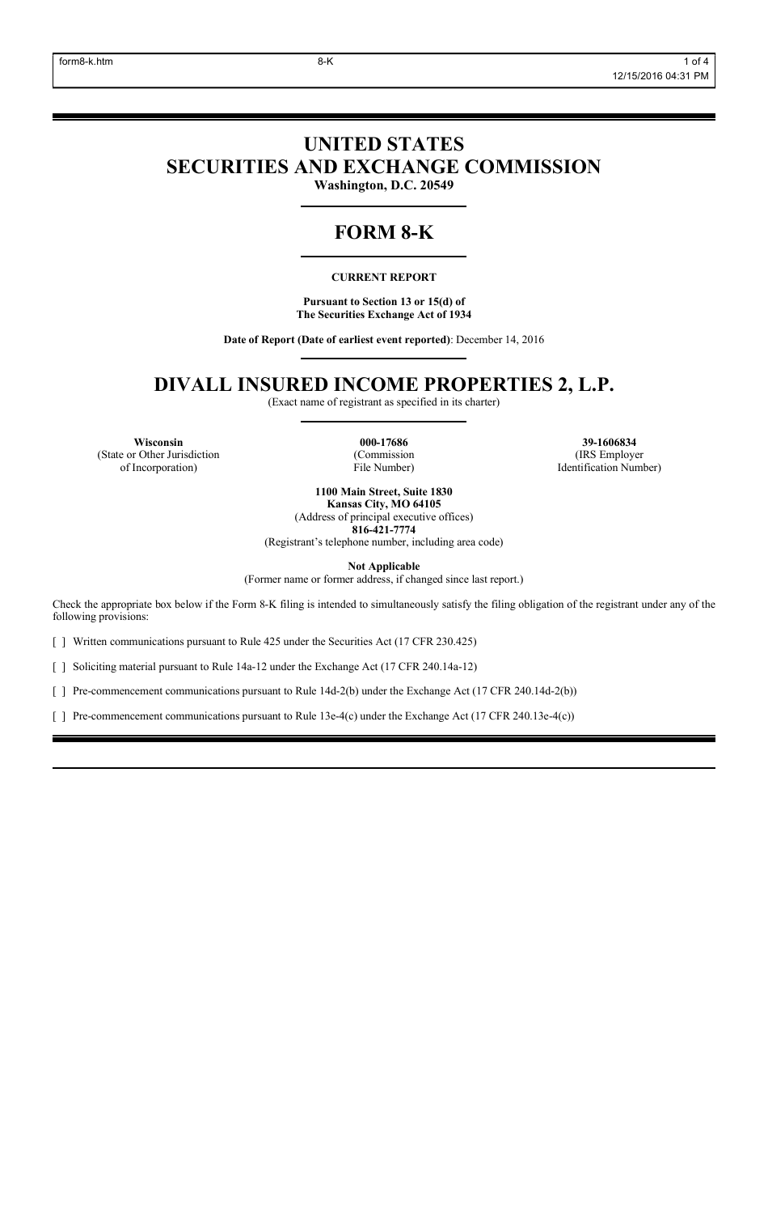# UNITED STATES
# SECURITIES AND EXCHANGE COMMISSION

**Washington, D.C. 20549**

# FORM 8-K

**CURRENT REPORT**

**Pursuant to Section 13 or 15(d) of**
**The Securities Exchange Act of 1934**

**Date of Report (Date of earliest event reported)**: December 14, 2016

# DIVALL INSURED INCOME PROPERTIES 2, L.P.

(Exact name of registrant as specified in its charter)

| **Wisconsin** | **000-17686** | **39-1606834** |
|---|---|---|
| (State or Other Jurisdiction of Incorporation) | (Commission File Number) | (IRS Employer Identification Number) |

**1100 Main Street, Suite 1830**
**Kansas City, MO 64105**
(Address of principal executive offices)
**816-421-7774**
(Registrant's telephone number, including area code)

**Not Applicable**
(Former name or former address, if changed since last report.)

Check the appropriate box below if the Form 8-K filing is intended to simultaneously satisfy the filing obligation of the registrant under any of the following provisions:

[ ] Written communications pursuant to Rule 425 under the Securities Act (17 CFR 230.425)

[ ] Soliciting material pursuant to Rule 14a-12 under the Exchange Act (17 CFR 240.14a-12)

[ ] Pre-commencement communications pursuant to Rule 14d-2(b) under the Exchange Act (17 CFR 240.14d-2(b))

[ ] Pre-commencement communications pursuant to Rule 13e-4(c) under the Exchange Act (17 CFR 240.13e-4(c))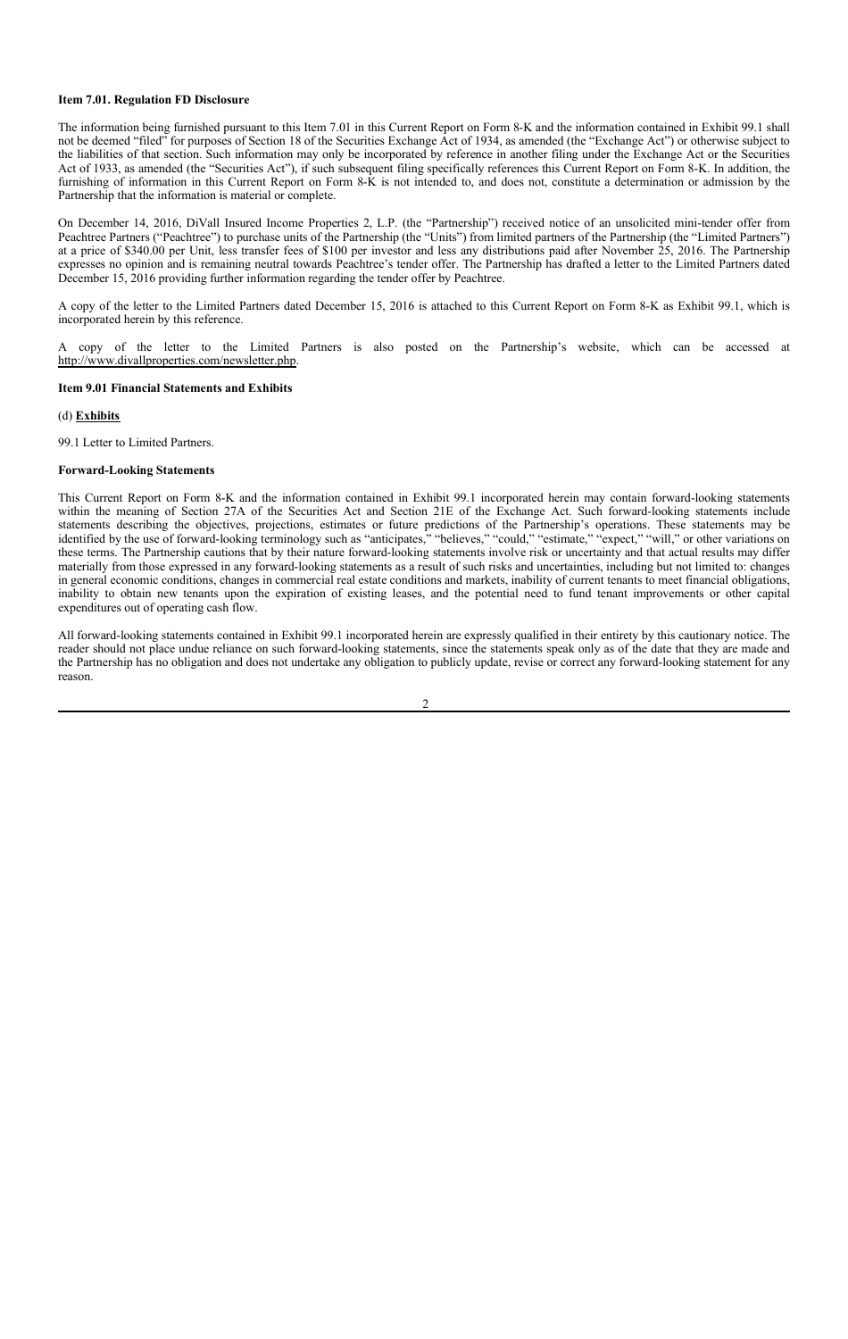**Item 7.01. Regulation FD Disclosure**

The information being furnished pursuant to this Item 7.01 in this Current Report on Form 8-K and the information contained in Exhibit 99.1 shall not be deemed "filed" for purposes of Section 18 of the Securities Exchange Act of 1934, as amended (the "Exchange Act") or otherwise subject to the liabilities of that section. Such information may only be incorporated by reference in another filing under the Exchange Act or the Securities Act of 1933, as amended (the "Securities Act"), if such subsequent filing specifically references this Current Report on Form 8-K. In addition, the furnishing of information in this Current Report on Form 8-K is not intended to, and does not, constitute a determination or admission by the Partnership that the information is material or complete.

On December 14, 2016, DiVall Insured Income Properties 2, L.P. (the "Partnership") received notice of an unsolicited mini-tender offer from Peachtree Partners ("Peachtree") to purchase units of the Partnership (the "Units") from limited partners of the Partnership (the "Limited Partners") at a price of $340.00 per Unit, less transfer fees of $100 per investor and less any distributions paid after November 25, 2016. The Partnership expresses no opinion and is remaining neutral towards Peachtree's tender offer. The Partnership has drafted a letter to the Limited Partners dated December 15, 2016 providing further information regarding the tender offer by Peachtree.

A copy of the letter to the Limited Partners dated December 15, 2016 is attached to this Current Report on Form 8-K as Exhibit 99.1, which is incorporated herein by this reference.

A copy of the letter to the Limited Partners is also posted on the Partnership's website, which can be accessed at http://www.divallproperties.com/newsletter.php.

**Item 9.01 Financial Statements and Exhibits**

(d) **Exhibits**

99.1 Letter to Limited Partners.

**Forward-Looking Statements**

This Current Report on Form 8-K and the information contained in Exhibit 99.1 incorporated herein may contain forward-looking statements within the meaning of Section 27A of the Securities Act and Section 21E of the Exchange Act. Such forward-looking statements include statements describing the objectives, projections, estimates or future predictions of the Partnership's operations. These statements may be identified by the use of forward-looking terminology such as "anticipates," "believes," "could," "estimate," "expect," "will," or other variations on these terms. The Partnership cautions that by their nature forward-looking statements involve risk or uncertainty and that actual results may differ materially from those expressed in any forward-looking statements as a result of such risks and uncertainties, including but not limited to: changes in general economic conditions, changes in commercial real estate conditions and markets, inability of current tenants to meet financial obligations, inability to obtain new tenants upon the expiration of existing leases, and the potential need to fund tenant improvements or other capital expenditures out of operating cash flow.

All forward-looking statements contained in Exhibit 99.1 incorporated herein are expressly qualified in their entirety by this cautionary notice. The reader should not place undue reliance on such forward-looking statements, since the statements speak only as of the date that they are made and the Partnership has no obligation and does not undertake any obligation to publicly update, revise or correct any forward-looking statement for any reason.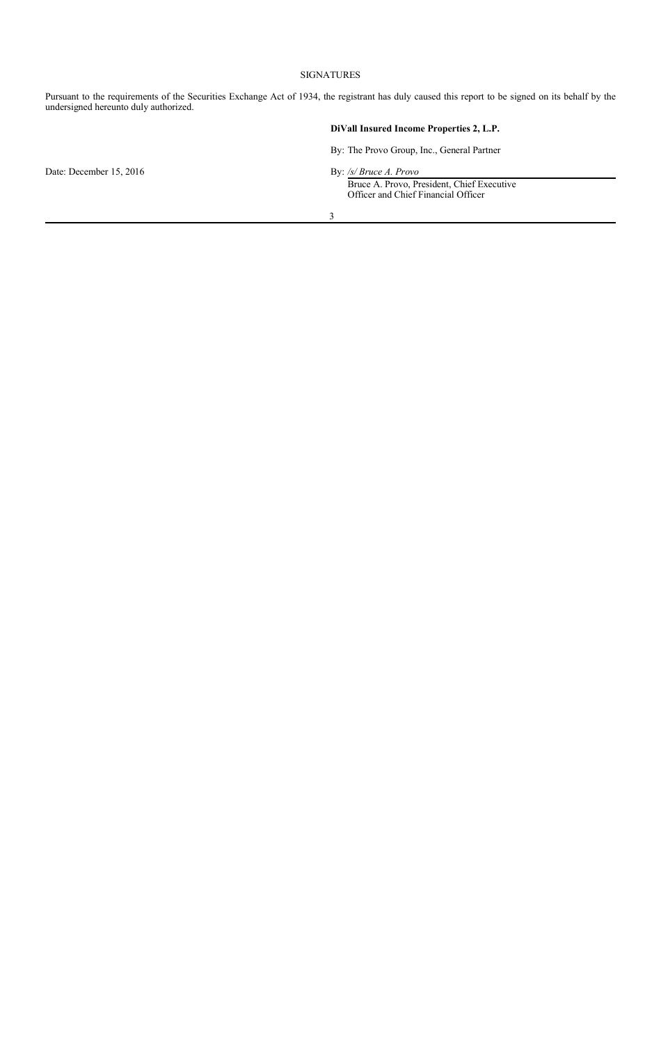SIGNATURES

Pursuant to the requirements of the Securities Exchange Act of 1934, the registrant has duly caused this report to be signed on its behalf by the undersigned hereunto duly authorized.

**DiVall Insured Income Properties 2, L.P.**

By: The Provo Group, Inc., General Partner

Date: December 15, 2016

By: */s/ Bruce A. Provo*
Bruce A. Provo, President, Chief Executive Officer and Chief Financial Officer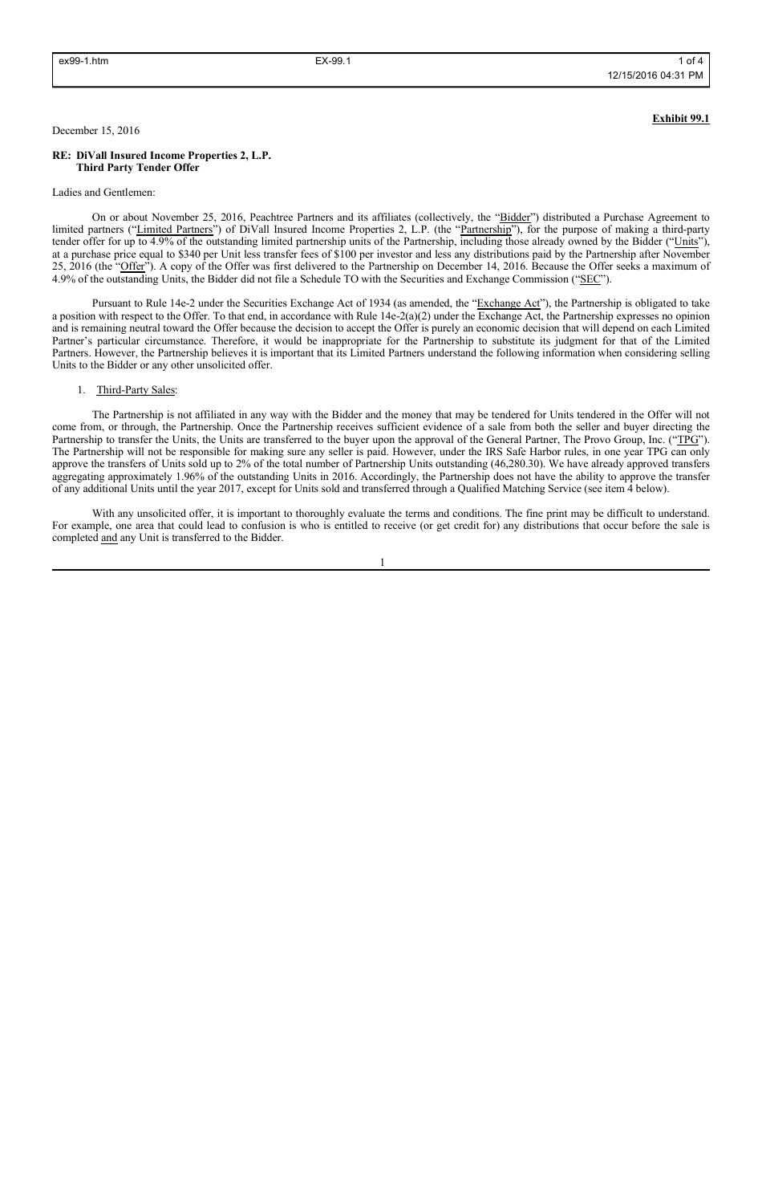**Exhibit 99.1**

December 15, 2016

**RE: DiVall Insured Income Properties 2, L.P.**
**Third Party Tender Offer**

Ladies and Gentlemen:

On or about November 25, 2016, Peachtree Partners and its affiliates (collectively, the "Bidder") distributed a Purchase Agreement to limited partners ("Limited Partners") of DiVall Insured Income Properties 2, L.P. (the "Partnership"), for the purpose of making a third-party tender offer for up to 4.9% of the outstanding limited partnership units of the Partnership, including those already owned by the Bidder ("Units"), at a purchase price equal to $340 per Unit less transfer fees of $100 per investor and less any distributions paid by the Partnership after November 25, 2016 (the "Offer"). A copy of the Offer was first delivered to the Partnership on December 14, 2016. Because the Offer seeks a maximum of 4.9% of the outstanding Units, the Bidder did not file a Schedule TO with the Securities and Exchange Commission ("SEC").

Pursuant to Rule 14e-2 under the Securities Exchange Act of 1934 (as amended, the "Exchange Act"), the Partnership is obligated to take a position with respect to the Offer. To that end, in accordance with Rule 14e-2(a)(2) under the Exchange Act, the Partnership expresses no opinion and is remaining neutral toward the Offer because the decision to accept the Offer is purely an economic decision that will depend on each Limited Partner's particular circumstance. Therefore, it would be inappropriate for the Partnership to substitute its judgment for that of the Limited Partners. However, the Partnership believes it is important that its Limited Partners understand the following information when considering selling Units to the Bidder or any other unsolicited offer.

1. Third-Party Sales:

The Partnership is not affiliated in any way with the Bidder and the money that may be tendered for Units tendered in the Offer will not come from, or through, the Partnership. Once the Partnership receives sufficient evidence of a sale from both the seller and buyer directing the Partnership to transfer the Units, the Units are transferred to the buyer upon the approval of the General Partner, The Provo Group, Inc. ("TPG"). The Partnership will not be responsible for making sure any seller is paid. However, under the IRS Safe Harbor rules, in one year TPG can only approve the transfers of Units sold up to 2% of the total number of Partnership Units outstanding (46,280.30). We have already approved transfers aggregating approximately 1.96% of the outstanding Units in 2016. Accordingly, the Partnership does not have the ability to approve the transfer of any additional Units until the year 2017, except for Units sold and transferred through a Qualified Matching Service (see item 4 below).

With any unsolicited offer, it is important to thoroughly evaluate the terms and conditions. The fine print may be difficult to understand. For example, one area that could lead to confusion is who is entitled to receive (or get credit for) any distributions that occur before the sale is completed and any Unit is transferred to the Bidder.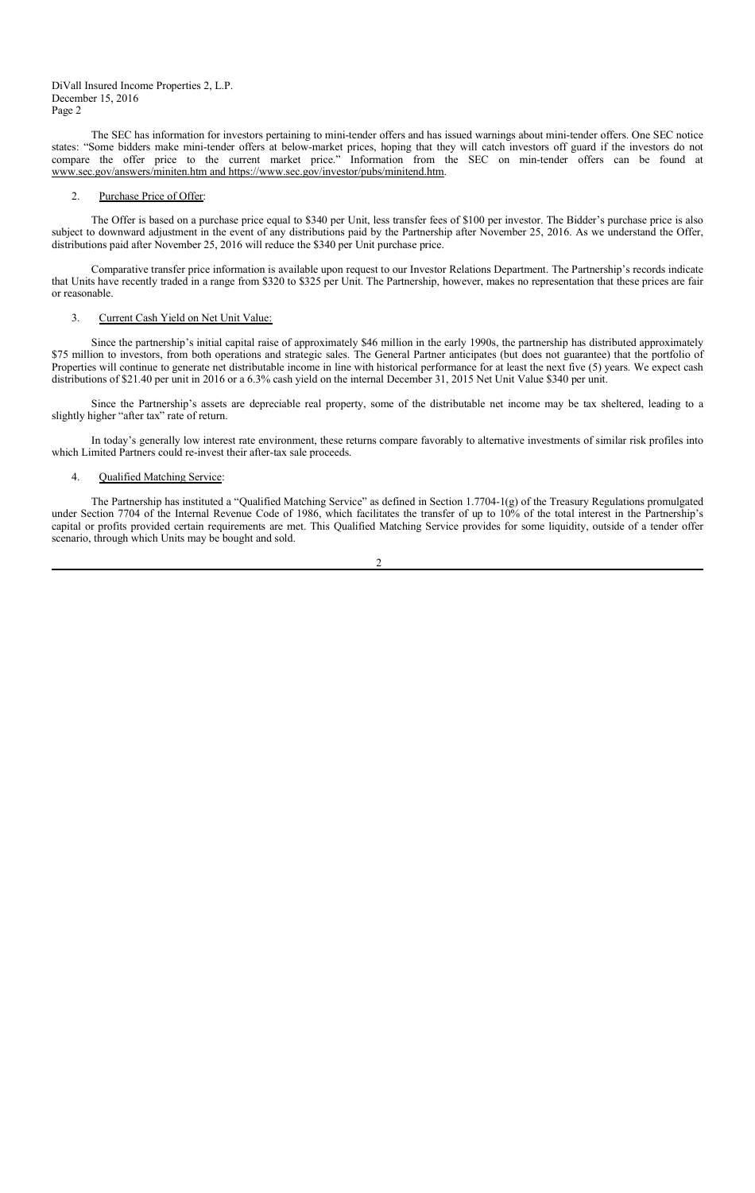The SEC has information for investors pertaining to mini-tender offers and has issued warnings about mini-tender offers. One SEC notice states: "Some bidders make mini-tender offers at below-market prices, hoping that they will catch investors off guard if the investors do not compare the offer price to the current market price." Information from the SEC on min-tender offers can be found at www.sec.gov/answers/miniten.htm and https://www.sec.gov/investor/pubs/minitend.htm.

2. Purchase Price of Offer:

The Offer is based on a purchase price equal to $340 per Unit, less transfer fees of $100 per investor. The Bidder's purchase price is also subject to downward adjustment in the event of any distributions paid by the Partnership after November 25, 2016. As we understand the Offer, distributions paid after November 25, 2016 will reduce the $340 per Unit purchase price.

Comparative transfer price information is available upon request to our Investor Relations Department. The Partnership's records indicate that Units have recently traded in a range from $320 to $325 per Unit. The Partnership, however, makes no representation that these prices are fair or reasonable.

3. Current Cash Yield on Net Unit Value:

Since the partnership's initial capital raise of approximately $46 million in the early 1990s, the partnership has distributed approximately $75 million to investors, from both operations and strategic sales. The General Partner anticipates (but does not guarantee) that the portfolio of Properties will continue to generate net distributable income in line with historical performance for at least the next five (5) years. We expect cash distributions of $21.40 per unit in 2016 or a 6.3% cash yield on the internal December 31, 2015 Net Unit Value $340 per unit.

Since the Partnership's assets are depreciable real property, some of the distributable net income may be tax sheltered, leading to a slightly higher "after tax" rate of return.

In today's generally low interest rate environment, these returns compare favorably to alternative investments of similar risk profiles into which Limited Partners could re-invest their after-tax sale proceeds.

4. Qualified Matching Service:

The Partnership has instituted a "Qualified Matching Service" as defined in Section 1.7704-1(g) of the Treasury Regulations promulgated under Section 7704 of the Internal Revenue Code of 1986, which facilitates the transfer of up to 10% of the total interest in the Partnership's capital or profits provided certain requirements are met. This Qualified Matching Service provides for some liquidity, outside of a tender offer scenario, through which Units may be bought and sold.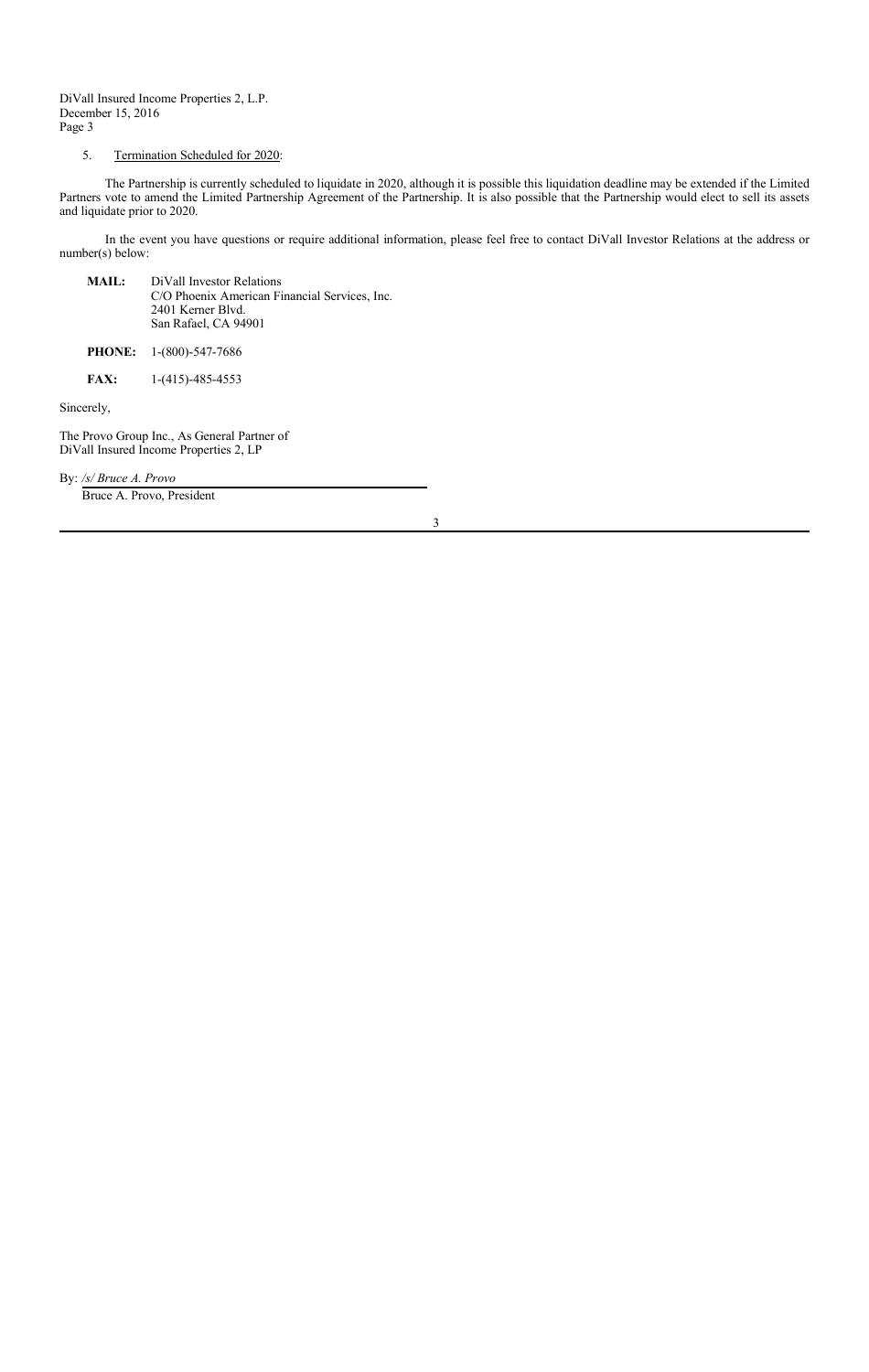DiVall Insured Income Properties 2, L.P.
December 15, 2016
Page 3

5. Termination Scheduled for 2020:

The Partnership is currently scheduled to liquidate in 2020, although it is possible this liquidation deadline may be extended if the Limited Partners vote to amend the Limited Partnership Agreement of the Partnership. It is also possible that the Partnership would elect to sell its assets and liquidate prior to 2020.

In the event you have questions or require additional information, please feel free to contact DiVall Investor Relations at the address or number(s) below:

**MAIL:** DiVall Investor Relations
C/O Phoenix American Financial Services, Inc.
2401 Kerner Blvd.
San Rafael, CA 94901

**PHONE:** 1-(800)-547-7686

**FAX:** 1-(415)-485-4553

Sincerely,

The Provo Group Inc., As General Partner of
DiVall Insured Income Properties 2, LP

By: */s/ Bruce A. Provo*
Bruce A. Provo, President